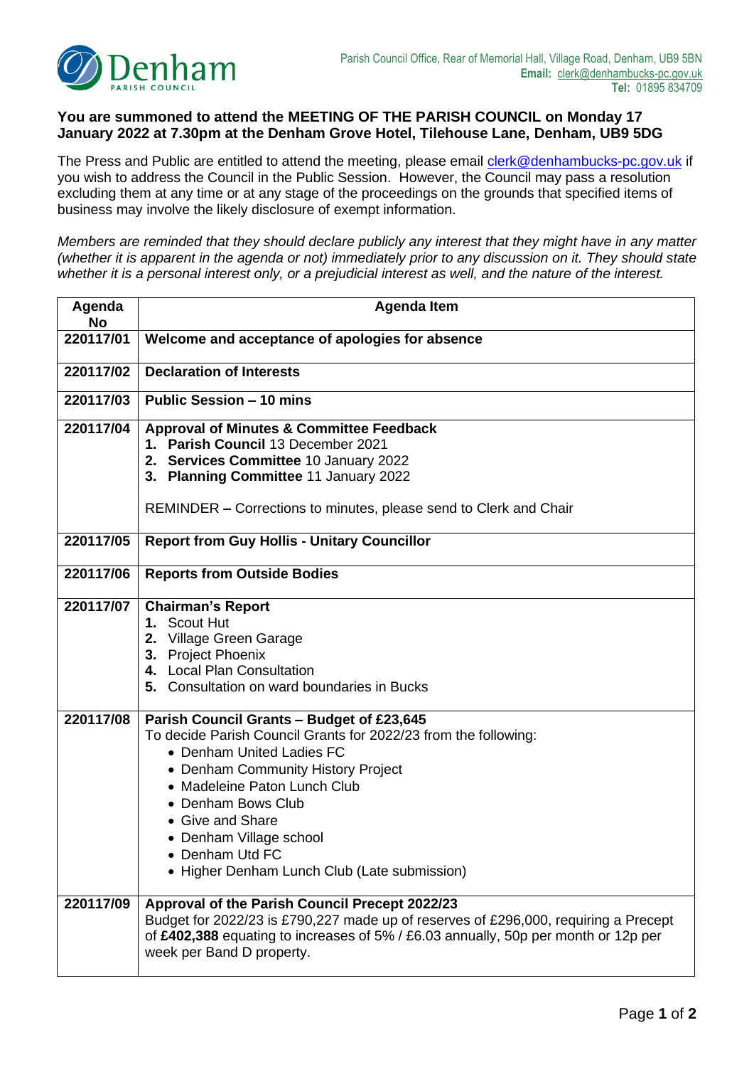Parish Council Office, Rear of Memorial Hall, Village Road, Denham, UB9 5BN
**Email:** clerk@denhambucks-pc.gov.uk
**Tel:** 01895 834709

**You are summoned to attend the MEETING OF THE PARISH COUNCIL on Monday 17 January 2022 at 7.30pm at the Denham Grove Hotel, Tilehouse Lane, Denham, UB9 5DG**

The Press and Public are entitled to attend the meeting, please email clerk@denhambucks-pc.gov.uk if you wish to address the Council in the Public Session. However, the Council may pass a resolution excluding them at any time or at any stage of the proceedings on the grounds that specified items of business may involve the likely disclosure of exempt information.

*Members are reminded that they should declare publicly any interest that they might have in any matter (whether it is apparent in the agenda or not) immediately prior to any discussion on it. They should state whether it is a personal interest only, or a prejudicial interest as well, and the nature of the interest.*

| Agenda No | Agenda Item |
|---|---|
| 220117/01 | **Welcome and acceptance of apologies for absence** |
| 220117/02 | **Declaration of Interests** |
| 220117/03 | **Public Session – 10 mins** |
| 220117/04 | **Approval of Minutes & Committee Feedback**<br>1. **Parish Council** 13 December 2021<br>2. **Services Committee** 10 January 2022<br>3. **Planning Committee** 11 January 2022<br><br>REMINDER **–** Corrections to minutes, please send to Clerk and Chair |
| 220117/05 | **Report from Guy Hollis - Unitary Councillor** |
| 220117/06 | **Reports from Outside Bodies** |
| 220117/07 | **Chairman's Report**<br>1. Scout Hut<br>2. Village Green Garage<br>3. Project Phoenix<br>4. Local Plan Consultation<br>5. Consultation on ward boundaries in Bucks |
| 220117/08 | **Parish Council Grants – Budget of £23,645**<br>To decide Parish Council Grants for 2022/23 from the following:<br>• Denham United Ladies FC<br>• Denham Community History Project<br>• Madeleine Paton Lunch Club<br>• Denham Bows Club<br>• Give and Share<br>• Denham Village school<br>• Denham Utd FC<br>• Higher Denham Lunch Club (Late submission) |
| 220117/09 | **Approval of the Parish Council Precept 2022/23**<br>Budget for 2022/23 is £790,227 made up of reserves of £296,000, requiring a Precept of **£402,388** equating to increases of 5% / £6.03 annually, 50p per month or 12p per week per Band D property. |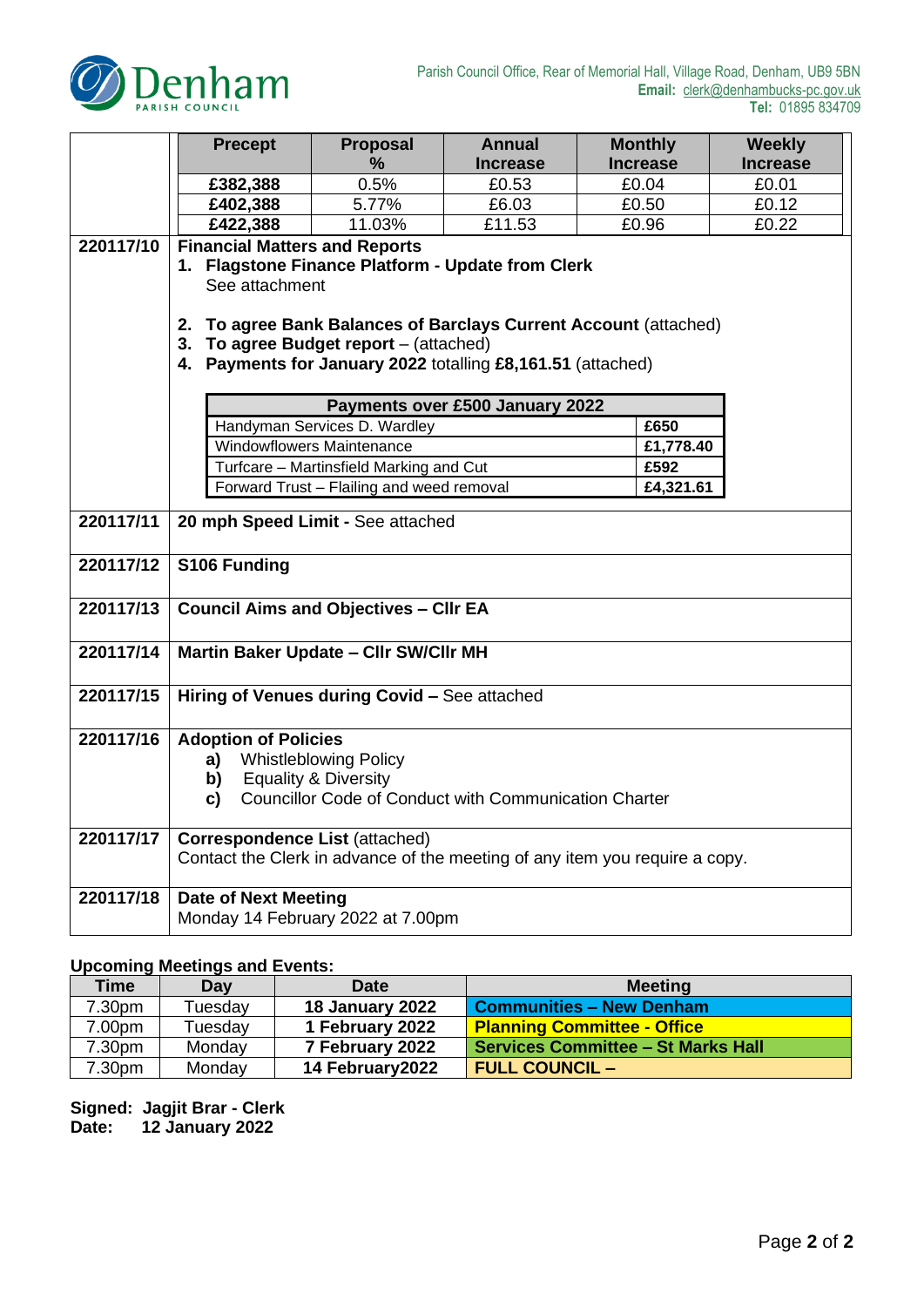Parish Council Office, Rear of Memorial Hall, Village Road, Denham, UB9 5BN
**Email:** clerk@denhambucks-pc.gov.uk
**Tel:** 01895 834709

| Precept | Proposal % | Annual Increase | Monthly Increase | Weekly Increase |
|---|---|---|---|---|
| £382,388 | 0.5% | £0.53 | £0.04 | £0.01 |
| £402,388 | 5.77% | £6.03 | £0.50 | £0.12 |
| £422,388 | 11.03% | £11.53 | £0.96 | £0.22 |

**220117/10 Financial Matters and Reports**

1. **Flagstone Finance Platform - Update from Clerk**
   See attachment
2. **To agree Bank Balances of Barclays Current Account** (attached)
3. **To agree Budget report** – (attached)
4. **Payments for January 2022** totalling **£8,161.51** (attached)

| Payments over £500 January 2022 | |
|---|---|
| Handyman Services D. Wardley | **£650** |
| Windowflowers Maintenance | **£1,778.40** |
| Turfcare – Martinsfield Marking and Cut | **£592** |
| Forward Trust – Flailing and weed removal | **£4,321.61** |

**220117/11 20 mph Speed Limit -** See attached

**220117/12 S106 Funding**

**220117/13 Council Aims and Objectives – Cllr EA**

**220117/14 Martin Baker Update – Cllr SW/Cllr MH**

**220117/15 Hiring of Venues during Covid –** See attached

**220117/16 Adoption of Policies**

- **a)** Whistleblowing Policy
- **b)** Equality & Diversity
- **c)** Councillor Code of Conduct with Communication Charter

**220117/17 Correspondence List** (attached)
Contact the Clerk in advance of the meeting of any item you require a copy.

**220117/18 Date of Next Meeting**
Monday 14 February 2022 at 7.00pm

**Upcoming Meetings and Events:**

| Time | Day | Date | Meeting |
|---|---|---|---|
| 7.30pm | Tuesday | **18 January 2022** | **Communities – New Denham** |
| 7.00pm | Tuesday | **1 February 2022** | **Planning Committee - Office** |
| 7.30pm | Monday | **7 February 2022** | **Services Committee – St Marks Hall** |
| 7.30pm | Monday | **14 February2022** | **FULL COUNCIL –** |

**Signed: Jagjit Brar - Clerk**
**Date: 12 January 2022**